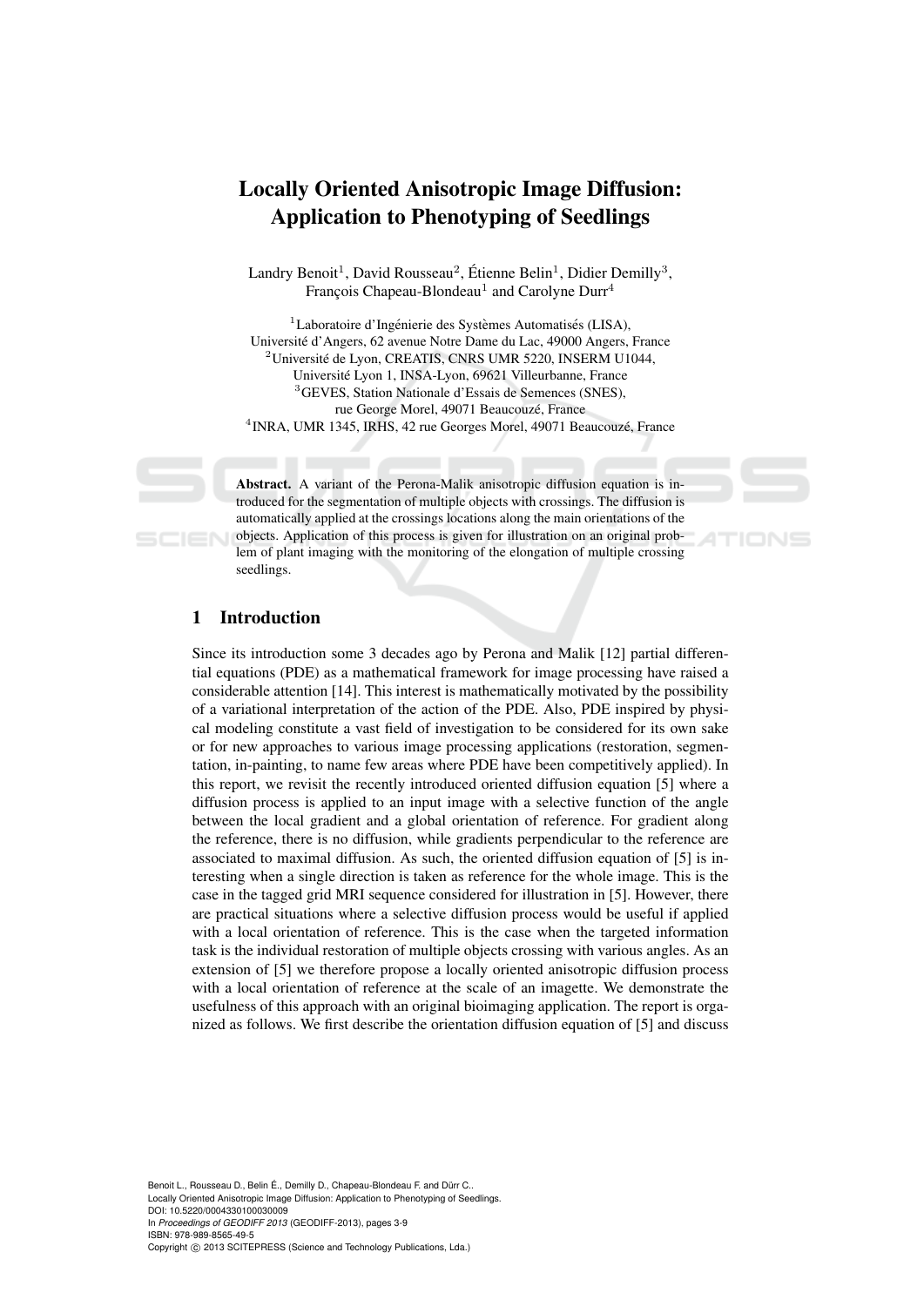# Locally Oriented Anisotropic Image Diffusion: Application to Phenotyping of Seedlings

Landry Benoit[1], David Rousseau[2], Étienne Belin[1], Didier Demilly[3], François Chapeau-Blondeau[1] and Carolyne Durr[4]

[1]Laboratoire d'Ingénierie des Systèmes Automatisés (LISA), Université d'Angers, 62 avenue Notre Dame du Lac, 49000 Angers, France
[2]Université de Lyon, CREATIS, CNRS UMR 5220, INSERM U1044, Université Lyon 1, INSA-Lyon, 69621 Villeurbanne, France
[3]GEVES, Station Nationale d'Essais de Semences (SNES), rue George Morel, 49071 Beaucouzé, France
[4]INRA, UMR 1345, IRHS, 42 rue Georges Morel, 49071 Beaucouzé, France

**Abstract.** A variant of the Perona-Malik anisotropic diffusion equation is introduced for the segmentation of multiple objects with crossings. The diffusion is automatically applied at the crossings locations along the main orientations of the objects. Application of this process is given for illustration on an original problem of plant imaging with the monitoring of the elongation of multiple crossing seedlings.

## 1 Introduction

Since its introduction some 3 decades ago by Perona and Malik [12] partial differential equations (PDE) as a mathematical framework for image processing have raised a considerable attention [14]. This interest is mathematically motivated by the possibility of a variational interpretation of the action of the PDE. Also, PDE inspired by physical modeling constitute a vast field of investigation to be considered for its own sake or for new approaches to various image processing applications (restoration, segmentation, in-painting, to name few areas where PDE have been competitively applied). In this report, we revisit the recently introduced oriented diffusion equation [5] where a diffusion process is applied to an input image with a selective function of the angle between the local gradient and a global orientation of reference. For gradient along the reference, there is no diffusion, while gradients perpendicular to the reference are associated to maximal diffusion. As such, the oriented diffusion equation of [5] is interesting when a single direction is taken as reference for the whole image. This is the case in the tagged grid MRI sequence considered for illustration in [5]. However, there are practical situations where a selective diffusion process would be useful if applied with a local orientation of reference. This is the case when the targeted information task is the individual restoration of multiple objects crossing with various angles. As an extension of [5] we therefore propose a locally oriented anisotropic diffusion process with a local orientation of reference at the scale of an imagette. We demonstrate the usefulness of this approach with an original bioimaging application. The report is organized as follows. We first describe the orientation diffusion equation of [5] and discuss

Benoit L., Rousseau D., Belin É., Demilly D., Chapeau-Blondeau F. and Dürr C..
Locally Oriented Anisotropic Image Diffusion: Application to Phenotyping of Seedlings.
DOI: 10.5220/0004330100030009
In *Proceedings of GEODIFF 2013* (GEODIFF-2013), pages 3-9
ISBN: 978-989-8565-49-5
Copyright © 2013 SCITEPRESS (Science and Technology Publications, Lda.)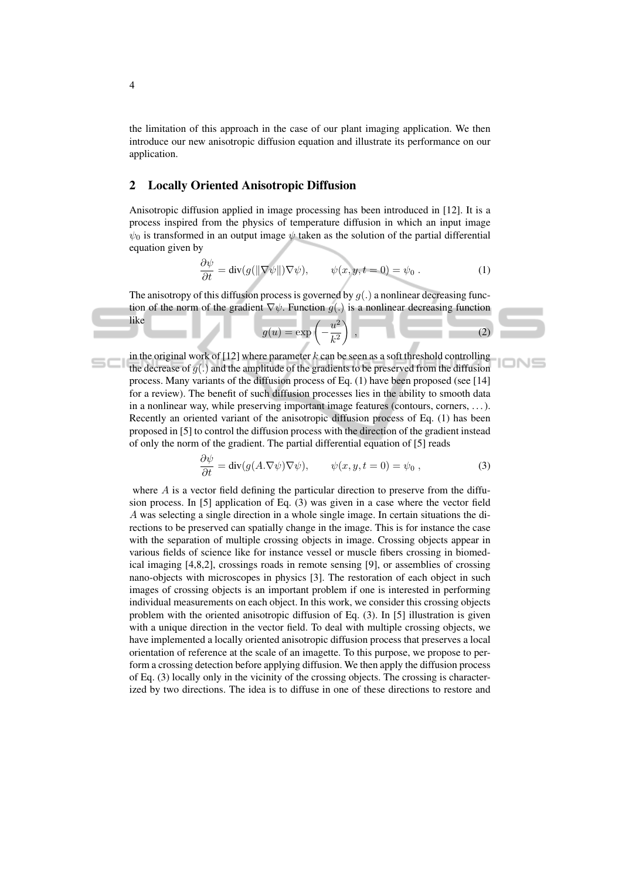the limitation of this approach in the case of our plant imaging application. We then introduce our new anisotropic diffusion equation and illustrate its performance on our application.

## 2 Locally Oriented Anisotropic Diffusion

Anisotropic diffusion applied in image processing has been introduced in [12]. It is a process inspired from the physics of temperature diffusion in which an input image $\psi_0$ is transformed in an output image $\psi$ taken as the solution of the partial differential equation given by

$$\frac{\partial \psi}{\partial t} = \mathrm{div}(g(\|\nabla \psi\|)\nabla \psi), \qquad \psi(x, y, t = 0) = \psi_0 \; . \tag{1}$$

The anisotropy of this diffusion process is governed by $g(.)$ a nonlinear decreasing function of the norm of the gradient $\nabla \psi$. Function $g(.)$ is a nonlinear decreasing function like

$$g(u) = \exp\left(-\frac{u^2}{k^2}\right) \; , \tag{2}$$

in the original work of [12] where parameter $k$ can be seen as a soft threshold controlling the decrease of $g(.)$ and the amplitude of the gradients to be preserved from the diffusion process. Many variants of the diffusion process of Eq. (1) have been proposed (see [14] for a review). The benefit of such diffusion processes lies in the ability to smooth data in a nonlinear way, while preserving important image features (contours, corners, ...). Recently an oriented variant of the anisotropic diffusion process of Eq. (1) has been proposed in [5] to control the diffusion process with the direction of the gradient instead of only the norm of the gradient. The partial differential equation of [5] reads

$$\frac{\partial \psi}{\partial t} = \mathrm{div}(g(A.\nabla \psi)\nabla \psi), \qquad \psi(x, y, t = 0) = \psi_0 \; , \tag{3}$$

where $A$ is a vector field defining the particular direction to preserve from the diffusion process. In [5] application of Eq. (3) was given in a case where the vector field $A$ was selecting a single direction in a whole single image. In certain situations the directions to be preserved can spatially change in the image. This is for instance the case with the separation of multiple crossing objects in image. Crossing objects appear in various fields of science like for instance vessel or muscle fibers crossing in biomedical imaging [4,8,2], crossings roads in remote sensing [9], or assemblies of crossing nano-objects with microscopes in physics [3]. The restoration of each object in such images of crossing objects is an important problem if one is interested in performing individual measurements on each object. In this work, we consider this crossing objects problem with the oriented anisotropic diffusion of Eq. (3). In [5] illustration is given with a unique direction in the vector field. To deal with multiple crossing objects, we have implemented a locally oriented anisotropic diffusion process that preserves a local orientation of reference at the scale of an imagette. To this purpose, we propose to perform a crossing detection before applying diffusion. We then apply the diffusion process of Eq. (3) locally only in the vicinity of the crossing objects. The crossing is characterized by two directions. The idea is to diffuse in one of these directions to restore and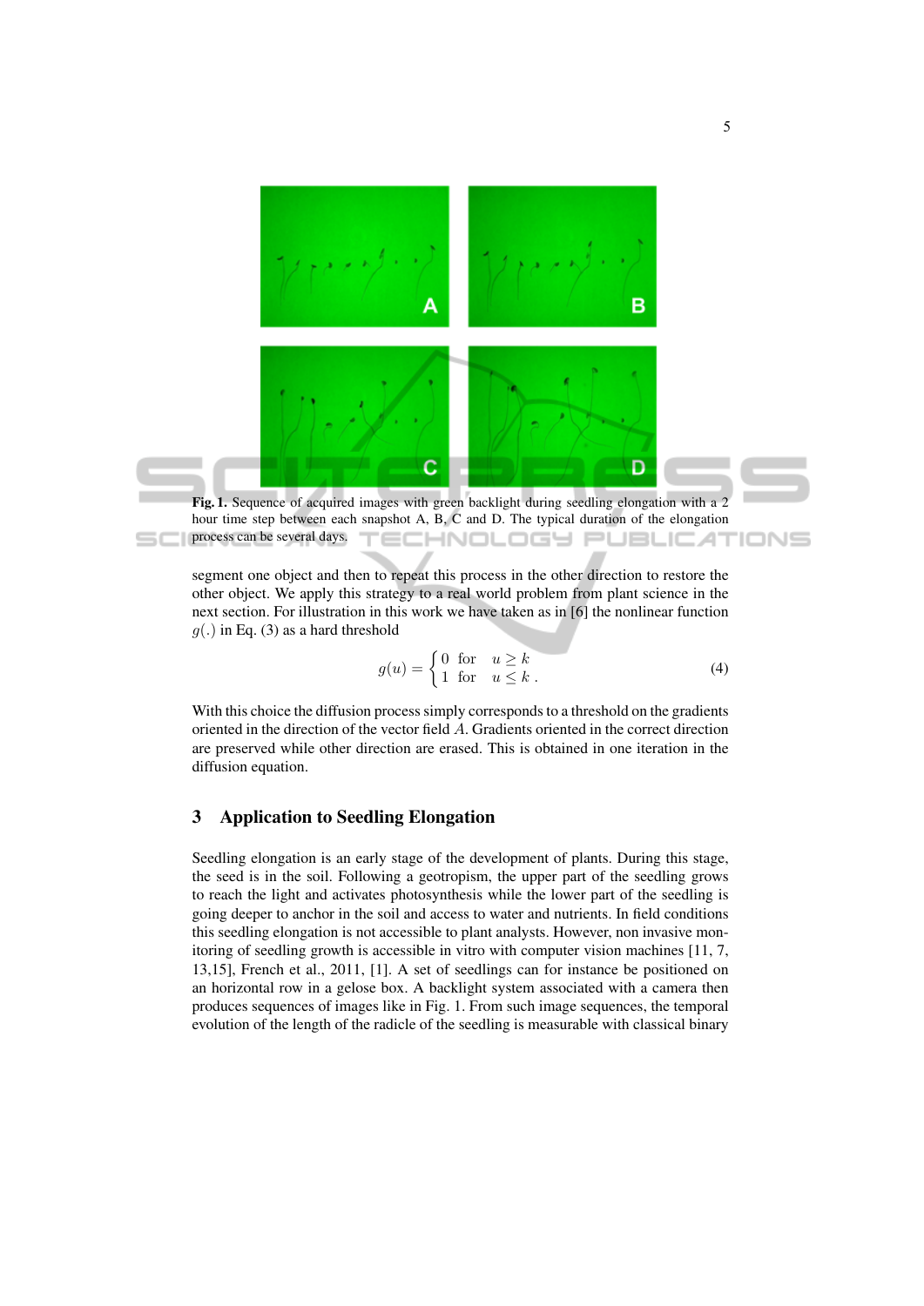Fig. 1. Sequence of acquired images with green backlight during seedling elongation with a 2 hour time step between each snapshot A, B, C and D. The typical duration of the elongation process can be several days.

segment one object and then to repeat this process in the other direction to restore the other object. We apply this strategy to a real world problem from plant science in the next section. For illustration in this work we have taken as in [6] the nonlinear function $g(.)$ in Eq. (3) as a hard threshold

$$g(u) = \begin{cases} 0 & \text{for} \quad u \geq k \\ 1 & \text{for} \quad u \leq k \,. \end{cases} \tag{4}$$

With this choice the diffusion process simply corresponds to a threshold on the gradients oriented in the direction of the vector field $A$. Gradients oriented in the correct direction are preserved while other direction are erased. This is obtained in one iteration in the diffusion equation.

## 3 Application to Seedling Elongation

Seedling elongation is an early stage of the development of plants. During this stage, the seed is in the soil. Following a geotropism, the upper part of the seedling grows to reach the light and activates photosynthesis while the lower part of the seedling is going deeper to anchor in the soil and access to water and nutrients. In field conditions this seedling elongation is not accessible to plant analysts. However, non invasive monitoring of seedling growth is accessible in vitro with computer vision machines [11, 7, 13,15], French et al., 2011, [1]. A set of seedlings can for instance be positioned on an horizontal row in a gelose box. A backlight system associated with a camera then produces sequences of images like in Fig. 1. From such image sequences, the temporal evolution of the length of the radicle of the seedling is measurable with classical binary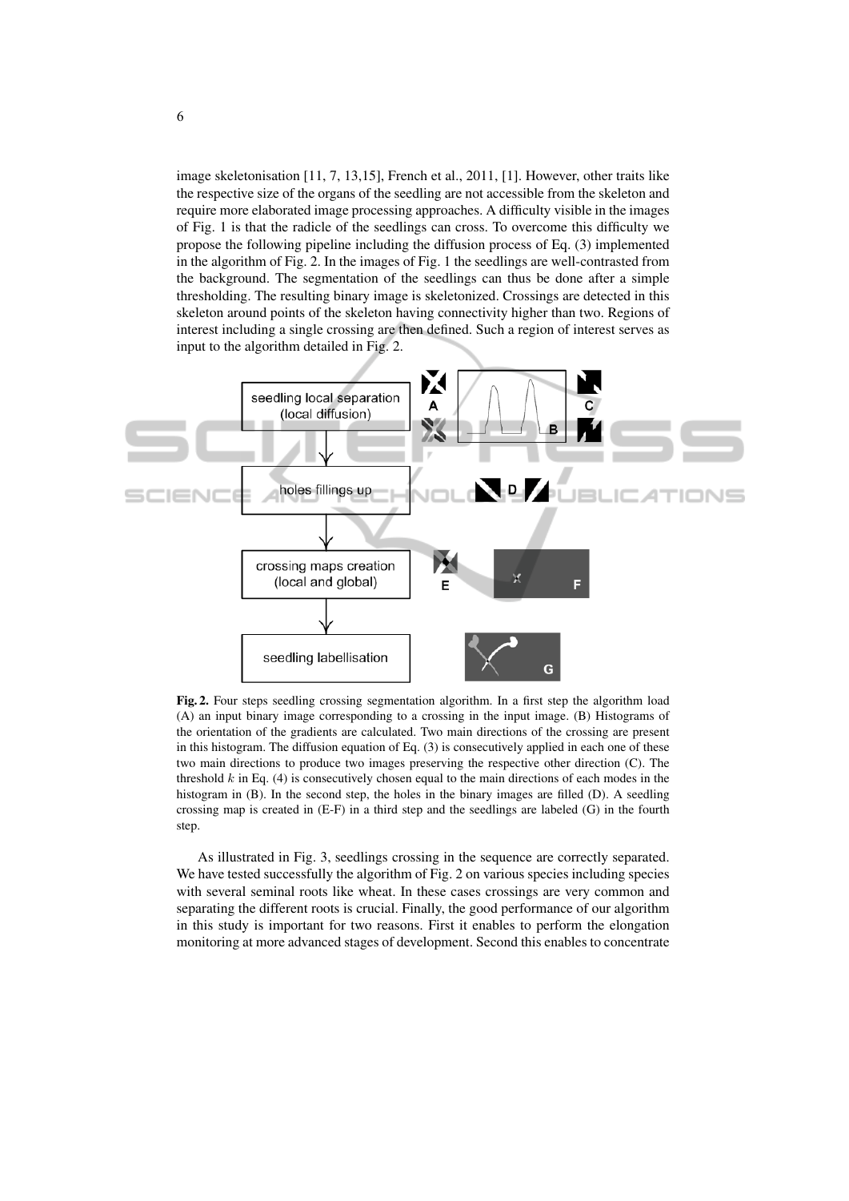image skeletonisation [11, 7, 13,15], French et al., 2011, [1]. However, other traits like the respective size of the organs of the seedling are not accessible from the skeleton and require more elaborated image processing approaches. A difficulty visible in the images of Fig. 1 is that the radicle of the seedlings can cross. To overcome this difficulty we propose the following pipeline including the diffusion process of Eq. (3) implemented in the algorithm of Fig. 2. In the images of Fig. 1 the seedlings are well-contrasted from the background. The segmentation of the seedlings can thus be done after a simple thresholding. The resulting binary image is skeletonized. Crossings are detected in this skeleton around points of the skeleton having connectivity higher than two. Regions of interest including a single crossing are then defined. Such a region of interest serves as input to the algorithm detailed in Fig. 2.

**Fig. 2.** Four steps seedling crossing segmentation algorithm. In a first step the algorithm load (A) an input binary image corresponding to a crossing in the input image. (B) Histograms of the orientation of the gradients are calculated. Two main directions of the crossing are present in this histogram. The diffusion equation of Eq. (3) is consecutively applied in each one of these two main directions to produce two images preserving the respective other direction (C). The threshold $k$ in Eq. (4) is consecutively chosen equal to the main directions of each modes in the histogram in (B). In the second step, the holes in the binary images are filled (D). A seedling crossing map is created in (E-F) in a third step and the seedlings are labeled (G) in the fourth step.

As illustrated in Fig. 3, seedlings crossing in the sequence are correctly separated. We have tested successfully the algorithm of Fig. 2 on various species including species with several seminal roots like wheat. In these cases crossings are very common and separating the different roots is crucial. Finally, the good performance of our algorithm in this study is important for two reasons. First it enables to perform the elongation monitoring at more advanced stages of development. Second this enables to concentrate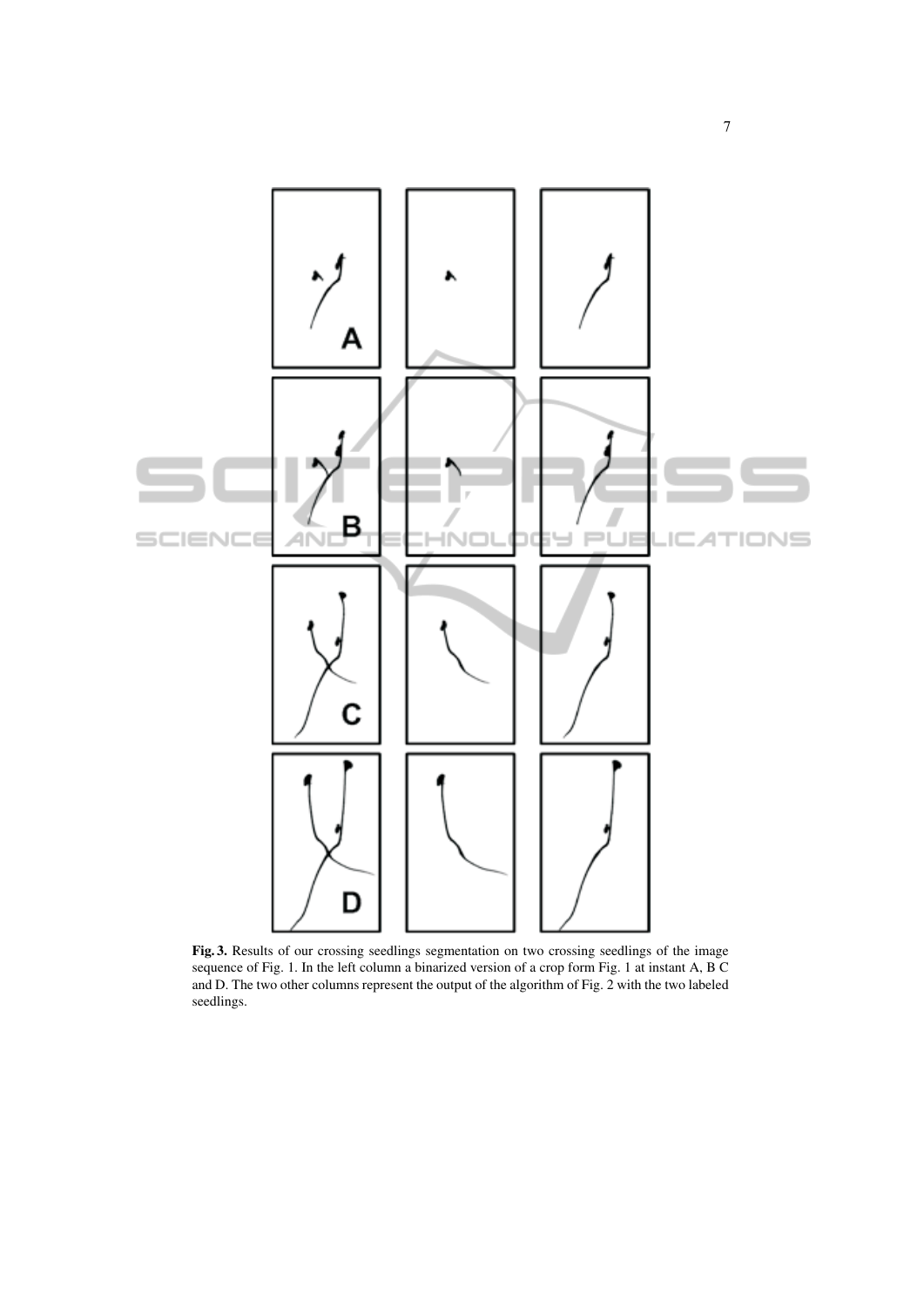**Fig. 3.** Results of our crossing seedlings segmentation on two crossing seedlings of the image sequence of Fig. 1. In the left column a binarized version of a crop form Fig. 1 at instant A, B C and D. The two other columns represent the output of the algorithm of Fig. 2 with the two labeled seedlings.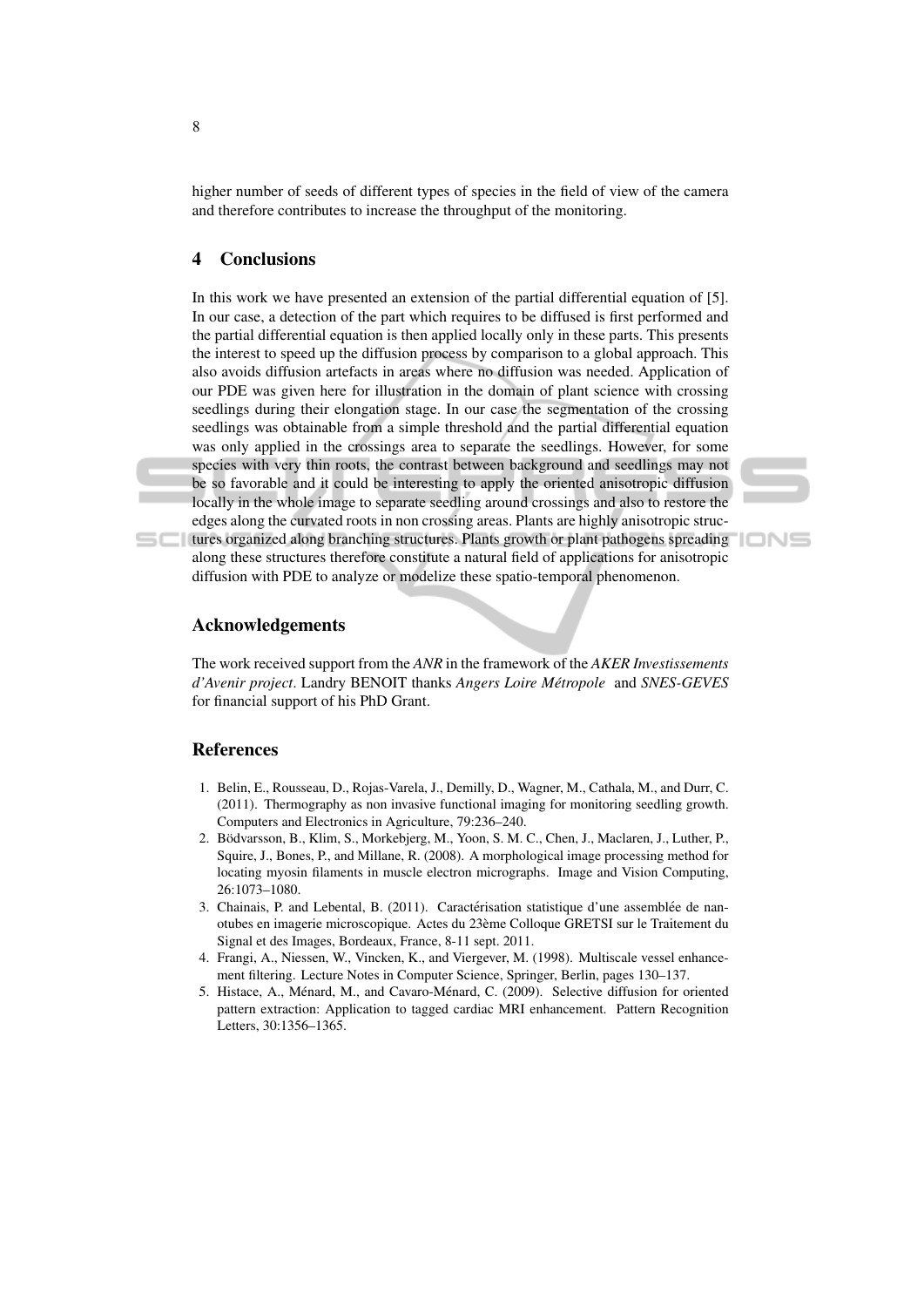higher number of seeds of different types of species in the field of view of the camera and therefore contributes to increase the throughput of the monitoring.

## 4 Conclusions

In this work we have presented an extension of the partial differential equation of [5]. In our case, a detection of the part which requires to be diffused is first performed and the partial differential equation is then applied locally only in these parts. This presents the interest to speed up the diffusion process by comparison to a global approach. This also avoids diffusion artefacts in areas where no diffusion was needed. Application of our PDE was given here for illustration in the domain of plant science with crossing seedlings during their elongation stage. In our case the segmentation of the crossing seedlings was obtainable from a simple threshold and the partial differential equation was only applied in the crossings area to separate the seedlings. However, for some species with very thin roots, the contrast between background and seedlings may not be so favorable and it could be interesting to apply the oriented anisotropic diffusion locally in the whole image to separate seedling around crossings and also to restore the edges along the curvated roots in non crossing areas. Plants are highly anisotropic structures organized along branching structures. Plants growth or plant pathogens spreading along these structures therefore constitute a natural field of applications for anisotropic diffusion with PDE to analyze or modelize these spatio-temporal phenomenon.

## Acknowledgements

The work received support from the *ANR* in the framework of the *AKER Investissements d'Avenir project*. Landry BENOIT thanks *Angers Loire Métropole* and *SNES-GEVES* for financial support of his PhD Grant.

## References

1. Belin, E., Rousseau, D., Rojas-Varela, J., Demilly, D., Wagner, M., Cathala, M., and Durr, C. (2011). Thermography as non invasive functional imaging for monitoring seedling growth. Computers and Electronics in Agriculture, 79:236–240.
2. Bödvarsson, B., Klim, S., Morkebjerg, M., Yoon, S. M. C., Chen, J., Maclaren, J., Luther, P., Squire, J., Bones, P., and Millane, R. (2008). A morphological image processing method for locating myosin filaments in muscle electron micrographs. Image and Vision Computing, 26:1073–1080.
3. Chainais, P. and Lebental, B. (2011). Caractérisation statistique d'une assemblée de nanotubes en imagerie microscopique. Actes du 23ème Colloque GRETSI sur le Traitement du Signal et des Images, Bordeaux, France, 8-11 sept. 2011.
4. Frangi, A., Niessen, W., Vincken, K., and Viergever, M. (1998). Multiscale vessel enhancement filtering. Lecture Notes in Computer Science, Springer, Berlin, pages 130–137.
5. Histace, A., Ménard, M., and Cavaro-Ménard, C. (2009). Selective diffusion for oriented pattern extraction: Application to tagged cardiac MRI enhancement. Pattern Recognition Letters, 30:1356–1365.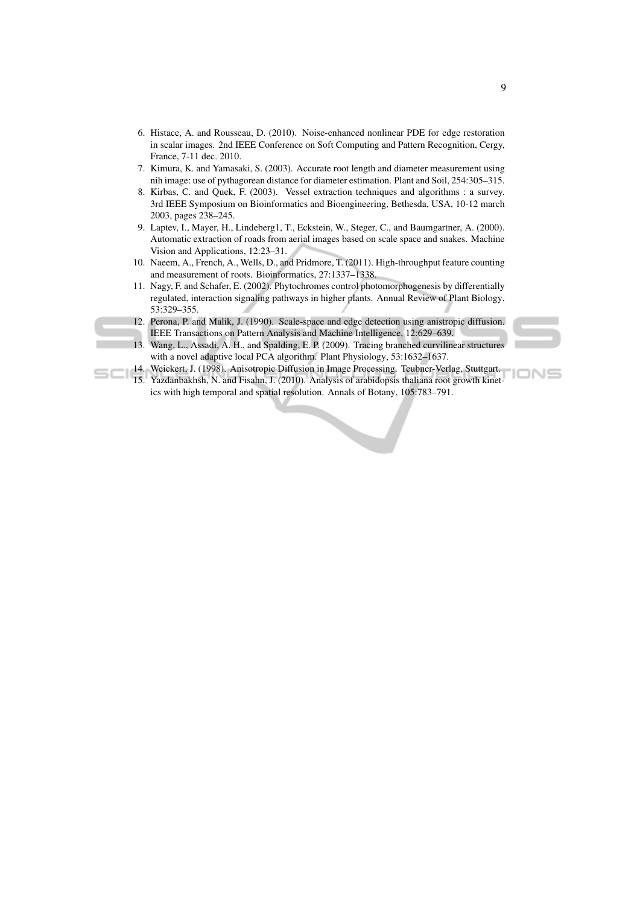6. Histace, A. and Rousseau, D. (2010). Noise-enhanced nonlinear PDE for edge restoration in scalar images. 2nd IEEE Conference on Soft Computing and Pattern Recognition, Cergy, France, 7-11 dec. 2010.
7. Kimura, K. and Yamasaki, S. (2003). Accurate root length and diameter measurement using nih image: use of pythagorean distance for diameter estimation. Plant and Soil, 254:305–315.
8. Kirbas, C. and Quek, F. (2003). Vessel extraction techniques and algorithms : a survey. 3rd IEEE Symposium on Bioinformatics and Bioengineering, Bethesda, USA, 10-12 march 2003, pages 238–245.
9. Laptev, I., Mayer, H., Lindeberg1, T., Eckstein, W., Steger, C., and Baumgartner, A. (2000). Automatic extraction of roads from aerial images based on scale space and snakes. Machine Vision and Applications, 12:23–31.
10. Naeem, A., French, A., Wells, D., and Pridmore, T. (2011). High-throughput feature counting and measurement of roots. Bioinformatics, 27:1337–1338.
11. Nagy, F. and Schafer, E. (2002). Phytochromes control photomorphogenesis by differentially regulated, interaction signaling pathways in higher plants. Annual Review of Plant Biology, 53:329–355.
12. Perona, P. and Malik, J. (1990). Scale-space and edge detection using anistropic diffusion. IEEE Transactions on Pattern Analysis and Machine Intelligence, 12:629–639.
13. Wang, L., Assadi, A. H., and Spalding, E. P. (2009). Tracing branched curvilinear structures with a novel adaptive local PCA algorithm. Plant Physiology, 53:1632–1637.
14. Weickert, J. (1998). Anisotropic Diffusion in Image Processing. Teubner-Verlag, Stuttgart.
15. Yazdanbakhsh, N. and Fisahn, J. (2010). Analysis of arabidopsis thaliana root growth kinetics with high temporal and spatial resolution. Annals of Botany, 105:783–791.